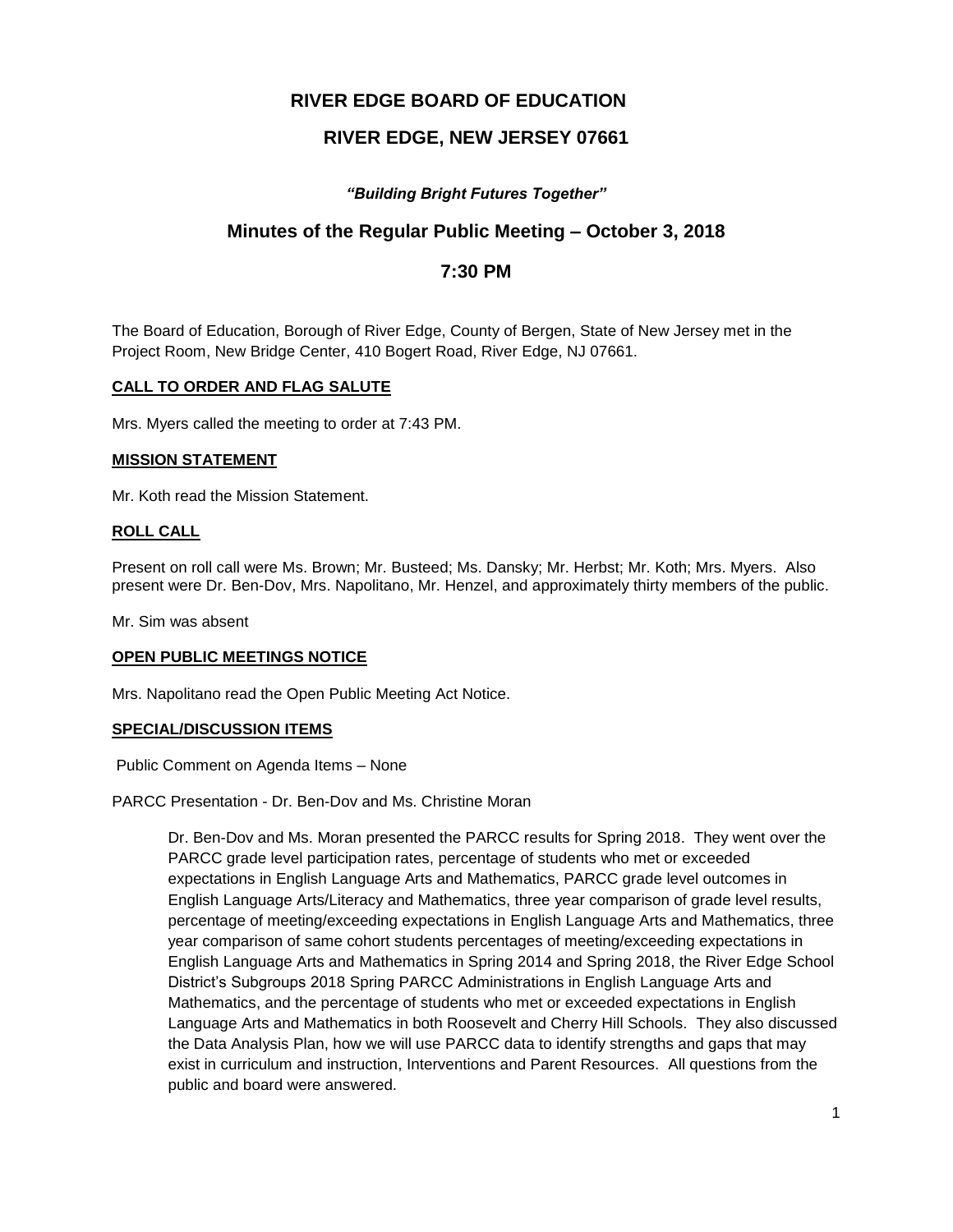# RIVER EDGE BOARD OF EDUCATION

## RIVER EDGE, NEW JERSEY 07661

***"Building Bright Futures Together"***

## Minutes of the Regular Public Meeting – October 3, 2018

## 7:30 PM

The Board of Education, Borough of River Edge, County of Bergen, State of New Jersey met in the Project Room, New Bridge Center, 410 Bogert Road, River Edge, NJ 07661.

**CALL TO ORDER AND FLAG SALUTE**

Mrs. Myers called the meeting to order at 7:43 PM.

**MISSION STATEMENT**

Mr. Koth read the Mission Statement.

**ROLL CALL**

Present on roll call were Ms. Brown; Mr. Busteed; Ms. Dansky; Mr. Herbst; Mr. Koth; Mrs. Myers. Also present were Dr. Ben-Dov, Mrs. Napolitano, Mr. Henzel, and approximately thirty members of the public.

Mr. Sim was absent

**OPEN PUBLIC MEETINGS NOTICE**

Mrs. Napolitano read the Open Public Meeting Act Notice.

**SPECIAL/DISCUSSION ITEMS**

Public Comment on Agenda Items – None

PARCC Presentation - Dr. Ben-Dov and Ms. Christine Moran

> Dr. Ben-Dov and Ms. Moran presented the PARCC results for Spring 2018. They went over the PARCC grade level participation rates, percentage of students who met or exceeded expectations in English Language Arts and Mathematics, PARCC grade level outcomes in English Language Arts/Literacy and Mathematics, three year comparison of grade level results, percentage of meeting/exceeding expectations in English Language Arts and Mathematics, three year comparison of same cohort students percentages of meeting/exceeding expectations in English Language Arts and Mathematics in Spring 2014 and Spring 2018, the River Edge School District's Subgroups 2018 Spring PARCC Administrations in English Language Arts and Mathematics, and the percentage of students who met or exceeded expectations in English Language Arts and Mathematics in both Roosevelt and Cherry Hill Schools. They also discussed the Data Analysis Plan, how we will use PARCC data to identify strengths and gaps that may exist in curriculum and instruction, Interventions and Parent Resources. All questions from the public and board were answered.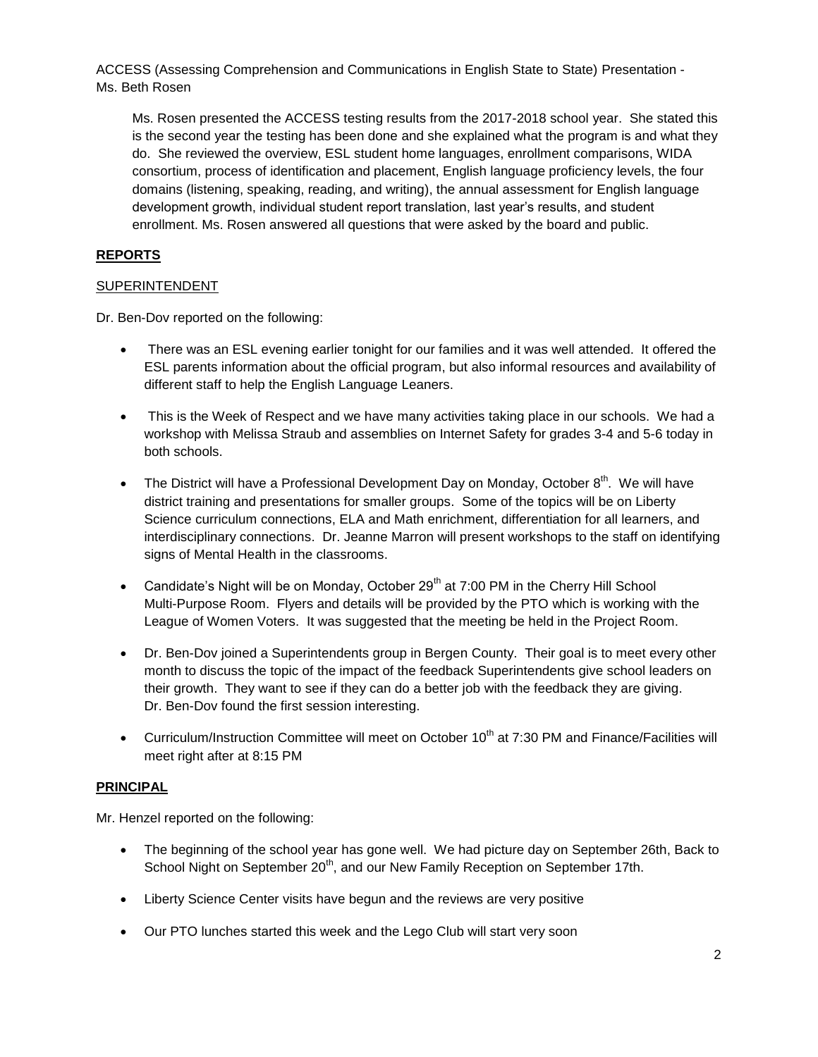ACCESS (Assessing Comprehension and Communications in English State to State) Presentation - Ms. Beth Rosen

Ms. Rosen presented the ACCESS testing results from the 2017-2018 school year. She stated this is the second year the testing has been done and she explained what the program is and what they do. She reviewed the overview, ESL student home languages, enrollment comparisons, WIDA consortium, process of identification and placement, English language proficiency levels, the four domains (listening, speaking, reading, and writing), the annual assessment for English language development growth, individual student report translation, last year's results, and student enrollment. Ms. Rosen answered all questions that were asked by the board and public.

## **REPORTS**

### SUPERINTENDENT

Dr. Ben-Dov reported on the following:

- There was an ESL evening earlier tonight for our families and it was well attended. It offered the ESL parents information about the official program, but also informal resources and availability of different staff to help the English Language Leaners.
- This is the Week of Respect and we have many activities taking place in our schools. We had a workshop with Melissa Straub and assemblies on Internet Safety for grades 3-4 and 5-6 today in both schools.
- The District will have a Professional Development Day on Monday, October 8th. We will have district training and presentations for smaller groups. Some of the topics will be on Liberty Science curriculum connections, ELA and Math enrichment, differentiation for all learners, and interdisciplinary connections. Dr. Jeanne Marron will present workshops to the staff on identifying signs of Mental Health in the classrooms.
- Candidate's Night will be on Monday, October 29th at 7:00 PM in the Cherry Hill School Multi-Purpose Room. Flyers and details will be provided by the PTO which is working with the League of Women Voters. It was suggested that the meeting be held in the Project Room.
- Dr. Ben-Dov joined a Superintendents group in Bergen County. Their goal is to meet every other month to discuss the topic of the impact of the feedback Superintendents give school leaders on their growth. They want to see if they can do a better job with the feedback they are giving. Dr. Ben-Dov found the first session interesting.
- Curriculum/Instruction Committee will meet on October 10th at 7:30 PM and Finance/Facilities will meet right after at 8:15 PM

### **PRINCIPAL**

Mr. Henzel reported on the following:

- The beginning of the school year has gone well. We had picture day on September 26th, Back to School Night on September 20th, and our New Family Reception on September 17th.
- Liberty Science Center visits have begun and the reviews are very positive
- Our PTO lunches started this week and the Lego Club will start very soon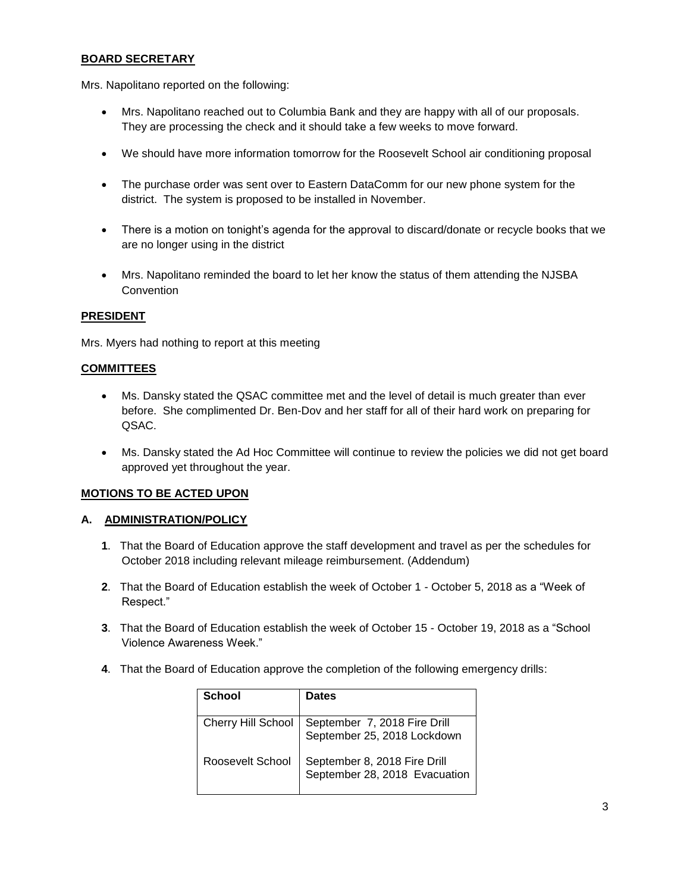## BOARD SECRETARY

Mrs. Napolitano reported on the following:

- Mrs. Napolitano reached out to Columbia Bank and they are happy with all of our proposals. They are processing the check and it should take a few weeks to move forward.
- We should have more information tomorrow for the Roosevelt School air conditioning proposal
- The purchase order was sent over to Eastern DataComm for our new phone system for the district. The system is proposed to be installed in November.
- There is a motion on tonight's agenda for the approval to discard/donate or recycle books that we are no longer using in the district
- Mrs. Napolitano reminded the board to let her know the status of them attending the NJSBA Convention

## PRESIDENT

Mrs. Myers had nothing to report at this meeting

## COMMITTEES

- Ms. Dansky stated the QSAC committee met and the level of detail is much greater than ever before. She complimented Dr. Ben-Dov and her staff for all of their hard work on preparing for QSAC.
- Ms. Dansky stated the Ad Hoc Committee will continue to review the policies we did not get board approved yet throughout the year.

## MOTIONS TO BE ACTED UPON

### A. ADMINISTRATION/POLICY

**1**. That the Board of Education approve the staff development and travel as per the schedules for October 2018 including relevant mileage reimbursement. (Addendum)

**2**. That the Board of Education establish the week of October 1 - October 5, 2018 as a "Week of Respect."

**3**. That the Board of Education establish the week of October 15 - October 19, 2018 as a "School Violence Awareness Week."

**4**. That the Board of Education approve the completion of the following emergency drills:

| School | Dates |
|---|---|
| Cherry Hill School | September 7, 2018 Fire Drill<br>September 25, 2018 Lockdown |
| Roosevelt School | September 8, 2018 Fire Drill<br>September 28, 2018 Evacuation |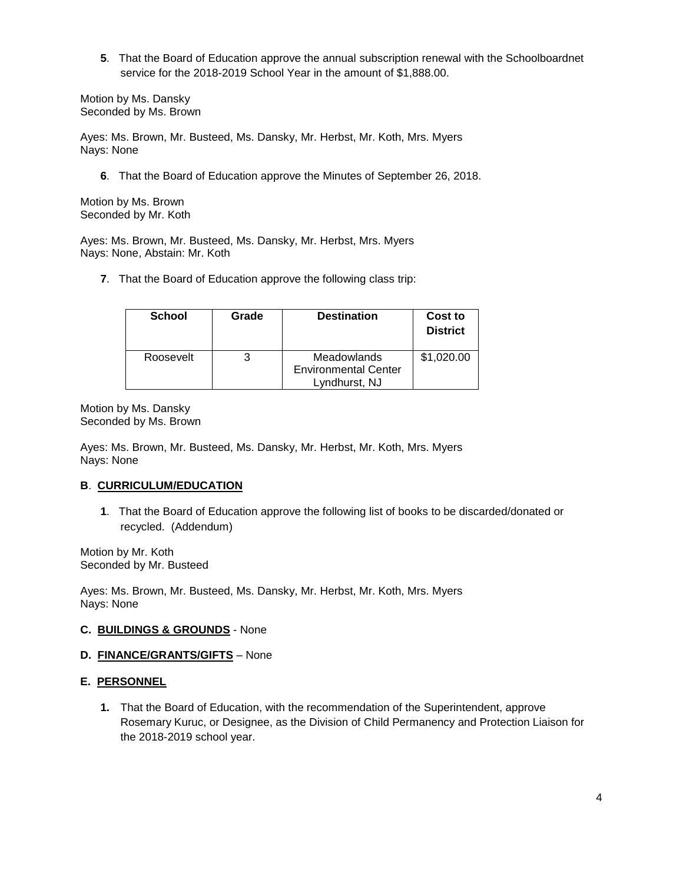**5**. That the Board of Education approve the annual subscription renewal with the Schoolboardnet service for the 2018-2019 School Year in the amount of $1,888.00.

Motion by Ms. Dansky
Seconded by Ms. Brown

Ayes: Ms. Brown, Mr. Busteed, Ms. Dansky, Mr. Herbst, Mr. Koth, Mrs. Myers
Nays: None

**6**. That the Board of Education approve the Minutes of September 26, 2018.

Motion by Ms. Brown
Seconded by Mr. Koth

Ayes: Ms. Brown, Mr. Busteed, Ms. Dansky, Mr. Herbst, Mrs. Myers
Nays: None, Abstain: Mr. Koth

**7**. That the Board of Education approve the following class trip:

| School | Grade | Destination | Cost to District |
|---|---|---|---|
| Roosevelt | 3 | Meadowlands Environmental Center Lyndhurst, NJ | $1,020.00 |

Motion by Ms. Dansky
Seconded by Ms. Brown

Ayes: Ms. Brown, Mr. Busteed, Ms. Dansky, Mr. Herbst, Mr. Koth, Mrs. Myers
Nays: None

**B**. **CURRICULUM/EDUCATION**

**1**. That the Board of Education approve the following list of books to be discarded/donated or recycled. (Addendum)

Motion by Mr. Koth
Seconded by Mr. Busteed

Ayes: Ms. Brown, Mr. Busteed, Ms. Dansky, Mr. Herbst, Mr. Koth, Mrs. Myers
Nays: None

**C. BUILDINGS & GROUNDS** - None

**D. FINANCE/GRANTS/GIFTS** – None

**E. PERSONNEL**

**1.** That the Board of Education, with the recommendation of the Superintendent, approve Rosemary Kuruc, or Designee, as the Division of Child Permanency and Protection Liaison for the 2018-2019 school year.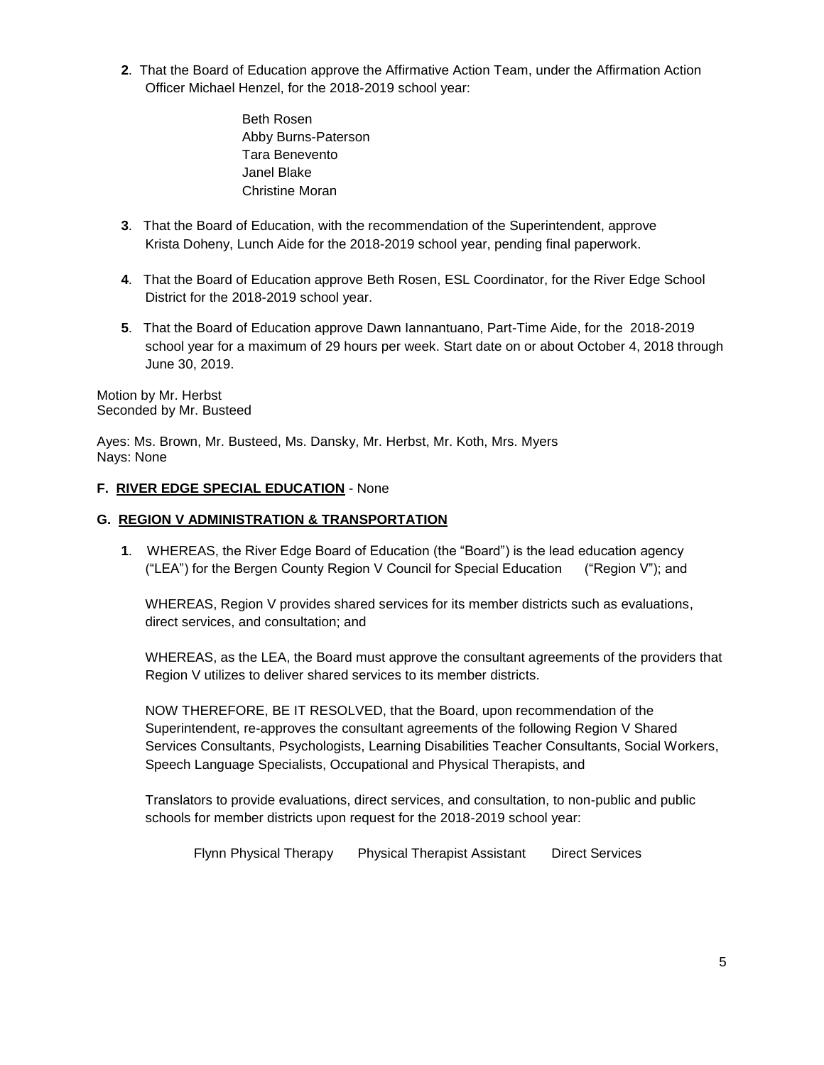**2**. That the Board of Education approve the Affirmative Action Team, under the Affirmation Action Officer Michael Henzel, for the 2018-2019 school year:

Beth Rosen
Abby Burns-Paterson
Tara Benevento
Janel Blake
Christine Moran

**3**. That the Board of Education, with the recommendation of the Superintendent, approve Krista Doheny, Lunch Aide for the 2018-2019 school year, pending final paperwork.

**4**. That the Board of Education approve Beth Rosen, ESL Coordinator, for the River Edge School District for the 2018-2019 school year.

**5**. That the Board of Education approve Dawn Iannantuano, Part-Time Aide, for the 2018-2019 school year for a maximum of 29 hours per week. Start date on or about October 4, 2018 through June 30, 2019.

Motion by Mr. Herbst
Seconded by Mr. Busteed

Ayes: Ms. Brown, Mr. Busteed, Ms. Dansky, Mr. Herbst, Mr. Koth, Mrs. Myers
Nays: None

**F. RIVER EDGE SPECIAL EDUCATION** - None

**G. REGION V ADMINISTRATION & TRANSPORTATION**

**1**. WHEREAS, the River Edge Board of Education (the "Board") is the lead education agency ("LEA") for the Bergen County Region V Council for Special Education ("Region V"); and

WHEREAS, Region V provides shared services for its member districts such as evaluations, direct services, and consultation; and

WHEREAS, as the LEA, the Board must approve the consultant agreements of the providers that Region V utilizes to deliver shared services to its member districts.

NOW THEREFORE, BE IT RESOLVED, that the Board, upon recommendation of the Superintendent, re-approves the consultant agreements of the following Region V Shared Services Consultants, Psychologists, Learning Disabilities Teacher Consultants, Social Workers, Speech Language Specialists, Occupational and Physical Therapists, and

Translators to provide evaluations, direct services, and consultation, to non-public and public schools for member districts upon request for the 2018-2019 school year:

| | | |
|---|---|---|
| Flynn Physical Therapy | Physical Therapist Assistant | Direct Services |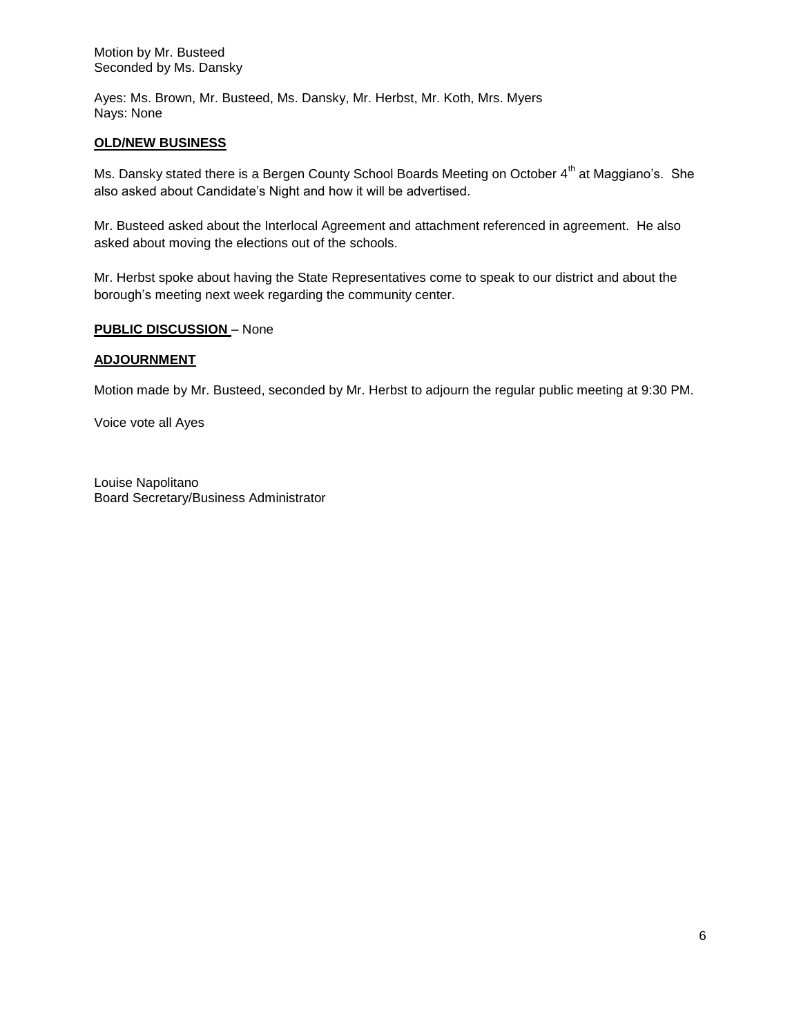Motion by Mr. Busteed
Seconded by Ms. Dansky

Ayes: Ms. Brown, Mr. Busteed, Ms. Dansky, Mr. Herbst, Mr. Koth, Mrs. Myers
Nays: None

**OLD/NEW BUSINESS**

Ms. Dansky stated there is a Bergen County School Boards Meeting on October 4th at Maggiano's. She also asked about Candidate's Night and how it will be advertised.

Mr. Busteed asked about the Interlocal Agreement and attachment referenced in agreement. He also asked about moving the elections out of the schools.

Mr. Herbst spoke about having the State Representatives come to speak to our district and about the borough's meeting next week regarding the community center.

**PUBLIC DISCUSSION** – None

**ADJOURNMENT**

Motion made by Mr. Busteed, seconded by Mr. Herbst to adjourn the regular public meeting at 9:30 PM.

Voice vote all Ayes

Louise Napolitano
Board Secretary/Business Administrator